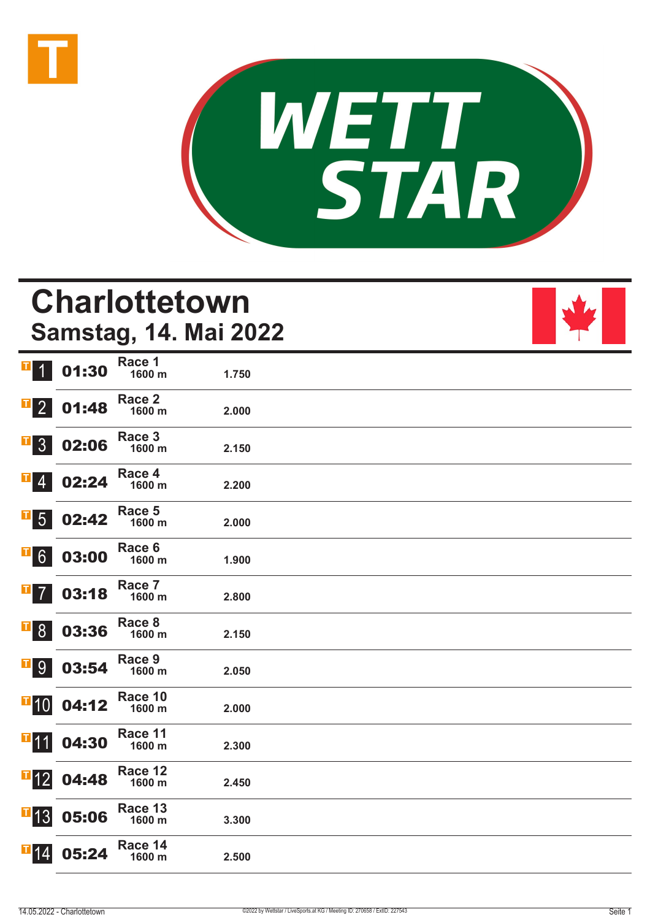# Charlottetown

## Samstag, 14. Mai 2022

| Nr. | Zeit | Rennen | Distanz | Preisgeld |
|---|---|---|---|---|
| 1 | 01:30 | Race 1 | 1600 m | 1.750 |
| 2 | 01:48 | Race 2 | 1600 m | 2.000 |
| 3 | 02:06 | Race 3 | 1600 m | 2.150 |
| 4 | 02:24 | Race 4 | 1600 m | 2.200 |
| 5 | 02:42 | Race 5 | 1600 m | 2.000 |
| 6 | 03:00 | Race 6 | 1600 m | 1.900 |
| 7 | 03:18 | Race 7 | 1600 m | 2.800 |
| 8 | 03:36 | Race 8 | 1600 m | 2.150 |
| 9 | 03:54 | Race 9 | 1600 m | 2.050 |
| 10 | 04:12 | Race 10 | 1600 m | 2.000 |
| 11 | 04:30 | Race 11 | 1600 m | 2.300 |
| 12 | 04:48 | Race 12 | 1600 m | 2.450 |
| 13 | 05:06 | Race 13 | 1600 m | 3.300 |
| 14 | 05:24 | Race 14 | 1600 m | 2.500 |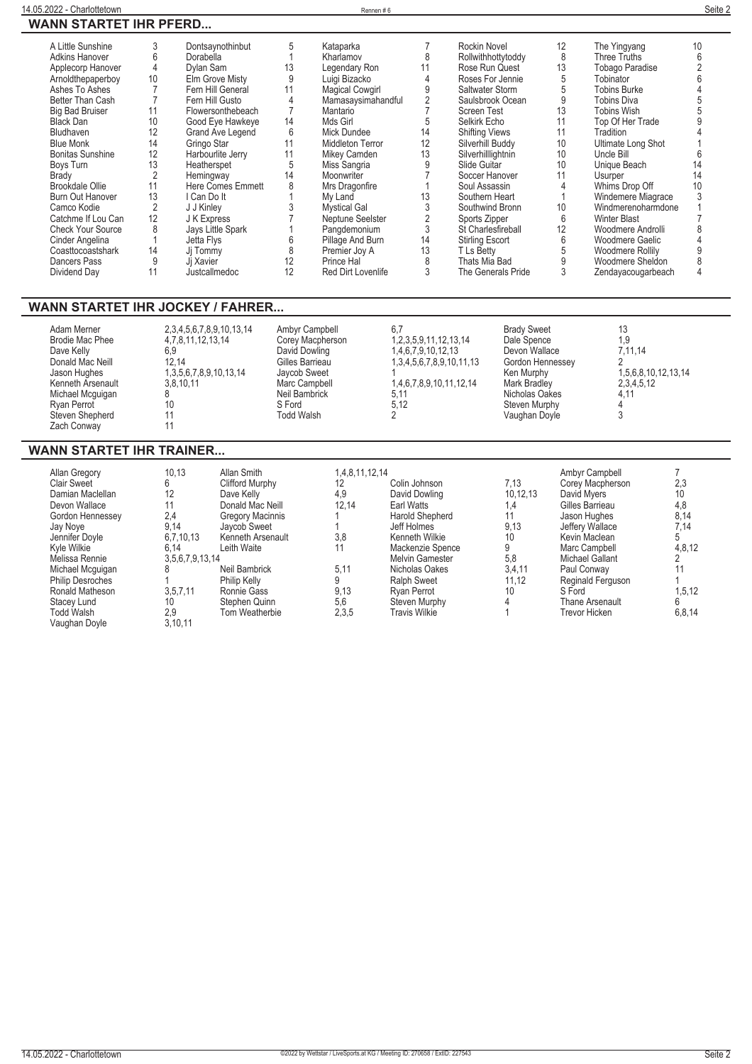## WANN STARTET IHR PFERD...

| Pferd | Rennen | Pferd | Rennen | Pferd | Rennen | Pferd | Rennen | Pferd | Rennen |
|---|---|---|---|---|---|---|---|---|---|
| A Little Sunshine | 3 | Dontsaynothinbut | 5 | Kataparka | 7 | Rockin Novel | 12 | The Yingyang | 10 |
| Adkins Hanover | 6 | Dorabella | 1 | Kharlamov | 8 | Rollwithhottytoddy | 8 | Three Truths | 6 |
| Applecorp Hanover | 4 | Dylan Sam | 13 | Legendary Ron | 11 | Rose Run Quest | 13 | Tobago Paradise | 2 |
| Arnoldthepaperboy | 10 | Elm Grove Misty | 9 | Luigi Bizacko | 4 | Roses For Jennie | 5 | Tobinator | 6 |
| Ashes To Ashes | 7 | Fern Hill General | 11 | Magical Cowgirl | 9 | Saltwater Storm | 5 | Tobins Burke | 4 |
| Better Than Cash | 7 | Fern Hill Gusto | 4 | Mamasaysimahandful | 2 | Saulsbrook Ocean | 9 | Tobins Diva | 5 |
| Big Bad Bruiser | 11 | Flowersonthebeach | 7 | Mantario | 7 | Screen Test | 13 | Tobins Wish | 5 |
| Black Dan | 10 | Good Eye Hawkeye | 14 | Mds Girl | 5 | Selkirk Echo | 11 | Top Of Her Trade | 9 |
| Bludhaven | 12 | Grand Ave Legend | 6 | Mick Dundee | 14 | Shifting Views | 11 | Tradition | 4 |
| Blue Monk | 14 | Gringo Star | 11 | Middleton Terror | 12 | Silverhill Buddy | 10 | Ultimate Long Shot | 1 |
| Bonitas Sunshine | 12 | Harbourlite Jerry | 11 | Mikey Camden | 13 | Silverhilllightnin | 10 | Uncle Bill | 6 |
| Boys Turn | 13 | Heatherspet | 5 | Miss Sangria | 9 | Slide Guitar | 10 | Unique Beach | 14 |
| Brady | 2 | Hemingway | 14 | Moonwriter | 7 | Soccer Hanover | 11 | Usurper | 14 |
| Brookdale Ollie | 11 | Here Comes Emmett | 8 | Mrs Dragonfire | 1 | Soul Assassin | 4 | Whims Drop Off | 10 |
| Burn Out Hanover | 13 | I Can Do It | 1 | My Land | 13 | Southern Heart | 1 | Windemere Miagrace | 3 |
| Camco Kodie | 2 | J J Kinley | 3 | Mystical Gal | 3 | Southwind Bronn | 10 | Windmerenoharmdone | 1 |
| Catchme If Lou Can | 12 | J K Express | 7 | Neptune Seelster | 2 | Sports Zipper | 6 | Winter Blast | 7 |
| Check Your Source | 8 | Jays Little Spark | 1 | Pangdemonium | 3 | St Charlesfireball | 12 | Woodmere Androlli | 8 |
| Cinder Angelina | 1 | Jetta Flys | 6 | Pillage And Burn | 14 | Stirling Escort | 6 | Woodmere Gaelic | 4 |
| Coasttocoastshark | 14 | Jj Tommy | 8 | Premier Joy A | 13 | T Ls Betty | 5 | Woodmere Rollily | 9 |
| Dancers Pass | 9 | Jj Xavier | 12 | Prince Hal | 8 | Thats Mia Bad | 9 | Woodmere Sheldon | 8 |
| Dividend Day | 11 | Justcallmedoc | 12 | Red Dirt Lovenlife | 3 | The Generals Pride | 3 | Zendayacougarbeach | 4 |

## WANN STARTET IHR JOCKEY / FAHRER...

| Fahrer | Rennen | Fahrer | Rennen | Fahrer | Rennen |
|---|---|---|---|---|---|
| Adam Merner | 2,3,4,5,6,7,8,9,10,13,14 | Ambyr Campbell | 6,7 | Brady Sweet | 13 |
| Brodie Mac Phee | 4,7,8,11,12,13,14 | Corey Macpherson | 1,2,3,5,9,11,12,13,14 | Dale Spence | 1,9 |
| Dave Kelly | 6,9 | David Dowling | 1,4,6,7,9,10,12,13 | Devon Wallace | 7,11,14 |
| Donald Mac Neill | 12,14 | Gilles Barrieau | 1,3,4,5,6,7,8,9,10,11,13 | Gordon Hennessey | 2 |
| Jason Hughes | 1,3,5,6,7,8,9,10,13,14 | Jaycob Sweet | 1 | Ken Murphy | 1,5,6,8,10,12,13,14 |
| Kenneth Arsenault | 3,8,10,11 | Marc Campbell | 1,4,6,7,8,9,10,11,12,14 | Mark Bradley | 2,3,4,5,12 |
| Michael Mcguigan | 8 | Neil Bambrick | 5,11 | Nicholas Oakes | 4,11 |
| Ryan Perrot | 10 | S Ford | 5,12 | Steven Murphy | 4 |
| Steven Shepherd | 11 | Todd Walsh | 2 | Vaughan Doyle | 3 |
| Zach Conway | 11 | | | | |

## WANN STARTET IHR TRAINER...

| Trainer | Rennen | Trainer | Rennen | Trainer | Rennen | Trainer | Rennen |
|---|---|---|---|---|---|---|---|
| Allan Gregory | 10,13 | Allan Smith | 1,4,8,11,12,14 | | | Ambyr Campbell | 7 |
| Clair Sweet | 6 | Clifford Murphy | 12 | Colin Johnson | 7,13 | Corey Macpherson | 2,3 |
| Damian Maclellan | 12 | Dave Kelly | 4,9 | David Dowling | 10,12,13 | David Myers | 10 |
| Devon Wallace | 11 | Donald Mac Neill | 12,14 | Earl Watts | 1,4 | Gilles Barrieau | 4,8 |
| Gordon Hennessey | 2,4 | Gregory Macinnis | 1 | Harold Shepherd | 11 | Jason Hughes | 8,14 |
| Jay Noye | 9,14 | Jaycob Sweet | 1 | Jeff Holmes | 9,13 | Jeffery Wallace | 7,14 |
| Jennifer Doyle | 6,7,10,13 | Kenneth Arsenault | 3,8 | Kenneth Wilkie | 10 | Kevin Maclean | 5 |
| Kyle Wilkie | 6,14 | Leith Waite | 11 | Mackenzie Spence | 9 | Marc Campbell | 4,8,12 |
| Melissa Rennie | 3,5,6,7,9,13,14 | | | Melvin Gamester | 5,8 | Michael Gallant | 2 |
| Michael Mcguigan | 8 | Neil Bambrick | 5,11 | Nicholas Oakes | 3,4,11 | Paul Conway | 11 |
| Philip Desroches | 1 | Philip Kelly | 9 | Ralph Sweet | 11,12 | Reginald Ferguson | 1 |
| Ronald Matheson | 3,5,7,11 | Ronnie Gass | 9,13 | Ryan Perrot | 10 | S Ford | 1,5,12 |
| Stacey Lund | 10 | Stephen Quinn | 5,6 | Steven Murphy | 4 | Thane Arsenault | 6 |
| Todd Walsh | 2,9 | Tom Weatherbie | 2,3,5 | Travis Wilkie | 1 | Trevor Hicken | 6,8,14 |
| Vaughan Doyle | 3,10,11 | | | | | | |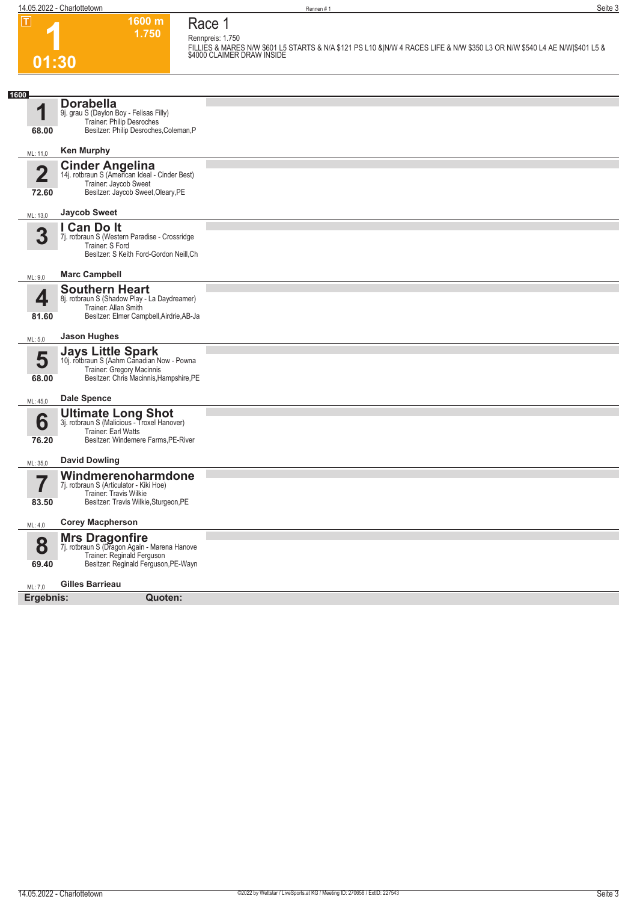# 1

**01:30**

**1600 m**
**1.750**

## Race 1

Rennpreis: 1.750

FILLIES & MARES N/W $601 L5 STARTS & N/A $121 PS L10 &|N/W 4 RACES LIFE & N/W $350 L3 OR N/W $540 L4 AE N/W|$401 L5 & $4000 CLAIMER DRAW INSIDE

**1600**

### 1 Dorabella
9j. grau S (Daylon Boy - Felisas Filly)
Trainer: Philip Desroches
Besitzer: Philip Desroches,Coleman,P
68.00
ML: 11,0
**Ken Murphy**

### 2 Cinder Angelina
14j. rotbraun S (American Ideal - Cinder Best)
Trainer: Jaycob Sweet
Besitzer: Jaycob Sweet,Oleary,PE
72.60
ML: 13,0
**Jaycob Sweet**

### 3 I Can Do It
7j. rotbraun S (Western Paradise - Crossridge
Trainer: S Ford
Besitzer: S Keith Ford-Gordon Neill,Ch
ML: 9,0
**Marc Campbell**

### 4 Southern Heart
8j. rotbraun S (Shadow Play - La Daydreamer)
Trainer: Allan Smith
Besitzer: Elmer Campbell,Airdrie,AB-Ja
81.60
ML: 5,0
**Jason Hughes**

### 5 Jays Little Spark
10j. rotbraun S (Aahm Canadian Now - Powna
Trainer: Gregory Macinnis
Besitzer: Chris Macinnis,Hampshire,PE
68.00
ML: 45,0
**Dale Spence**

### 6 Ultimate Long Shot
3j. rotbraun S (Malicious - Troxel Hanover)
Trainer: Earl Watts
Besitzer: Windemere Farms,PE-River
76.20
ML: 35,0
**David Dowling**

### 7 Windmerenoharmdone
7j. rotbraun S (Articulator - Kiki Hoe)
Trainer: Travis Wilkie
Besitzer: Travis Wilkie,Sturgeon,PE
83.50
ML: 4,0
**Corey Macpherson**

### 8 Mrs Dragonfire
7j. rotbraun S (Dragon Again - Marena Hanove
Trainer: Reginald Ferguson
Besitzer: Reginald Ferguson,PE-Wayn
69.40
ML: 7,0
**Gilles Barrieau**

**Ergebnis:** **Quoten:**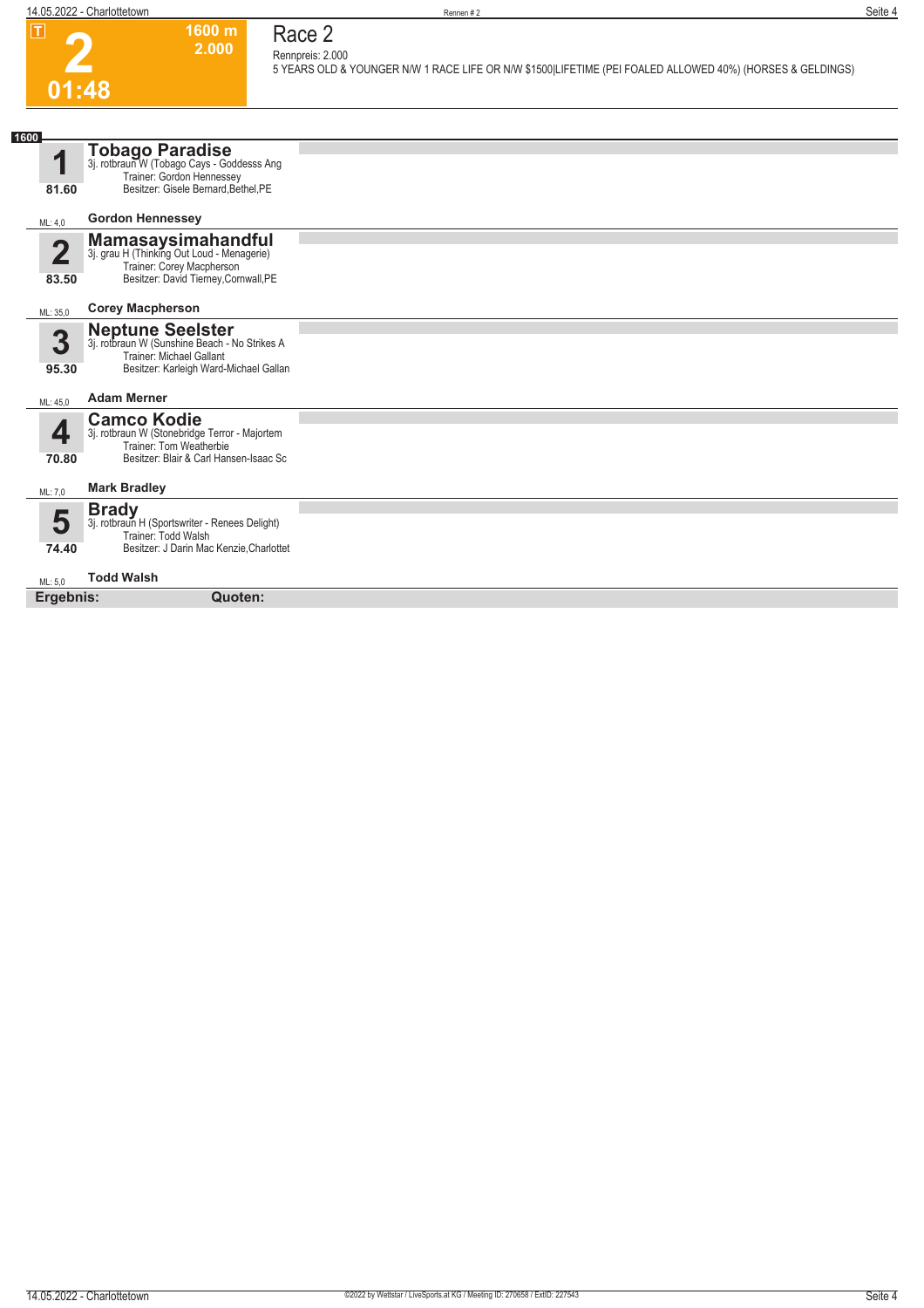**T**

# 2

**01:48**

**1600 m**
**2.000**

## Race 2

Rennpreis: 2.000

5 YEARS OLD & YOUNGER N/W 1 RACE LIFE OR N/W $1500|LIFETIME (PEI FOALED ALLOWED 40%) (HORSES & GELDINGS)

**1600**

**1** **Tobago Paradise**
3j. rotbraun W (Tobago Cays - Goddesss Ang
Trainer: Gordon Hennessey
Besitzer: Gisele Bernard,Bethel,PE
81.60
ML: 4,0 **Gordon Hennessey**

**2** **Mamasaysimahandful**
3j. grau H (Thinking Out Loud - Menagerie)
Trainer: Corey Macpherson
Besitzer: David Tierney,Cornwall,PE
83.50
ML: 35,0 **Corey Macpherson**

**3** **Neptune Seelster**
3j. rotbraun W (Sunshine Beach - No Strikes A
Trainer: Michael Gallant
Besitzer: Karleigh Ward-Michael Gallan
95.30
ML: 45,0 **Adam Merner**

**4** **Camco Kodie**
3j. rotbraun W (Stonebridge Terror - Majortem
Trainer: Tom Weatherbie
Besitzer: Blair & Carl Hansen-Isaac Sc
70.80
ML: 7,0 **Mark Bradley**

**5** **Brady**
3j. rotbraun H (Sportswriter - Renees Delight)
Trainer: Todd Walsh
Besitzer: J Darin Mac Kenzie,Charlottet
74.40
ML: 5,0 **Todd Walsh**

**Ergebnis:** **Quoten:**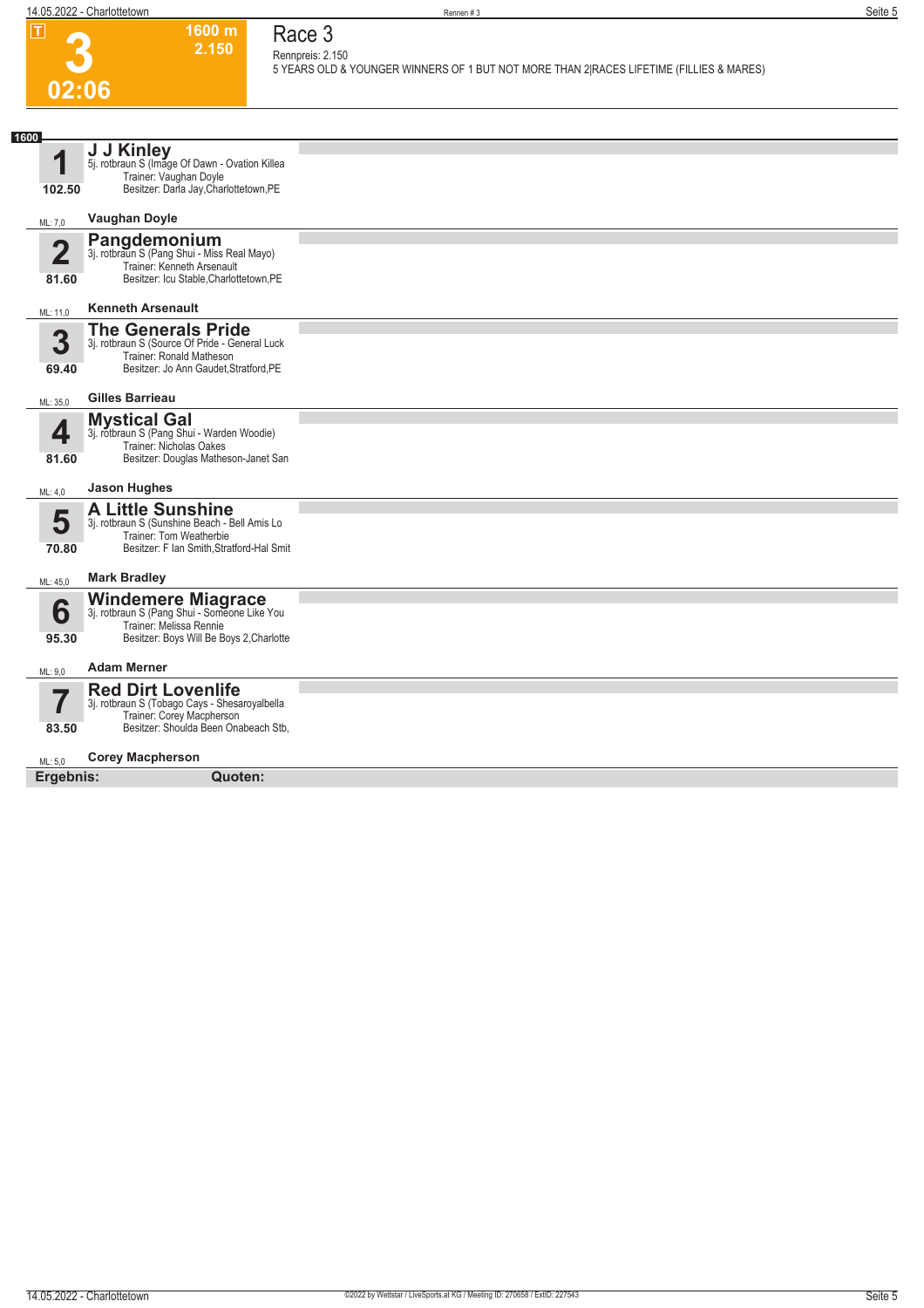**3**

**02:06**

**1600 m**
**2.150**

# Race 3

Rennpreis: 2.150

5 YEARS OLD & YOUNGER WINNERS OF 1 BUT NOT MORE THAN 2|RACES LIFETIME (FILLIES & MARES)

**1600**

**1** **J J Kinley**
5j. rotbraun S (Image Of Dawn - Ovation Killea
Trainer: Vaughan Doyle
Besitzer: Darla Jay,Charlottetown,PE
102.50
ML: 7,0 **Vaughan Doyle**

**2** **Pangdemonium**
3j. rotbraun S (Pang Shui - Miss Real Mayo)
Trainer: Kenneth Arsenault
Besitzer: Icu Stable,Charlottetown,PE
81.60
ML: 11,0 **Kenneth Arsenault**

**3** **The Generals Pride**
3j. rotbraun S (Source Of Pride - General Luck
Trainer: Ronald Matheson
Besitzer: Jo Ann Gaudet,Stratford,PE
69.40
ML: 35,0 **Gilles Barrieau**

**4** **Mystical Gal**
3j. rotbraun S (Pang Shui - Warden Woodie)
Trainer: Nicholas Oakes
Besitzer: Douglas Matheson-Janet San
81.60
ML: 4,0 **Jason Hughes**

**5** **A Little Sunshine**
3j. rotbraun S (Sunshine Beach - Bell Amis Lo
Trainer: Tom Weatherbie
Besitzer: F Ian Smith,Stratford-Hal Smit
70.80
ML: 45,0 **Mark Bradley**

**6** **Windemere Miagrace**
3j. rotbraun S (Pang Shui - Someone Like You
Trainer: Melissa Rennie
Besitzer: Boys Will Be Boys 2,Charlotte
95.30
ML: 9,0 **Adam Merner**

**7** **Red Dirt Lovenlife**
3j. rotbraun S (Tobago Cays - Shesaroyalbella
Trainer: Corey Macpherson
Besitzer: Shoulda Been Onabeach Stb,
83.50
ML: 5,0 **Corey Macpherson**

**Ergebnis:** **Quoten:**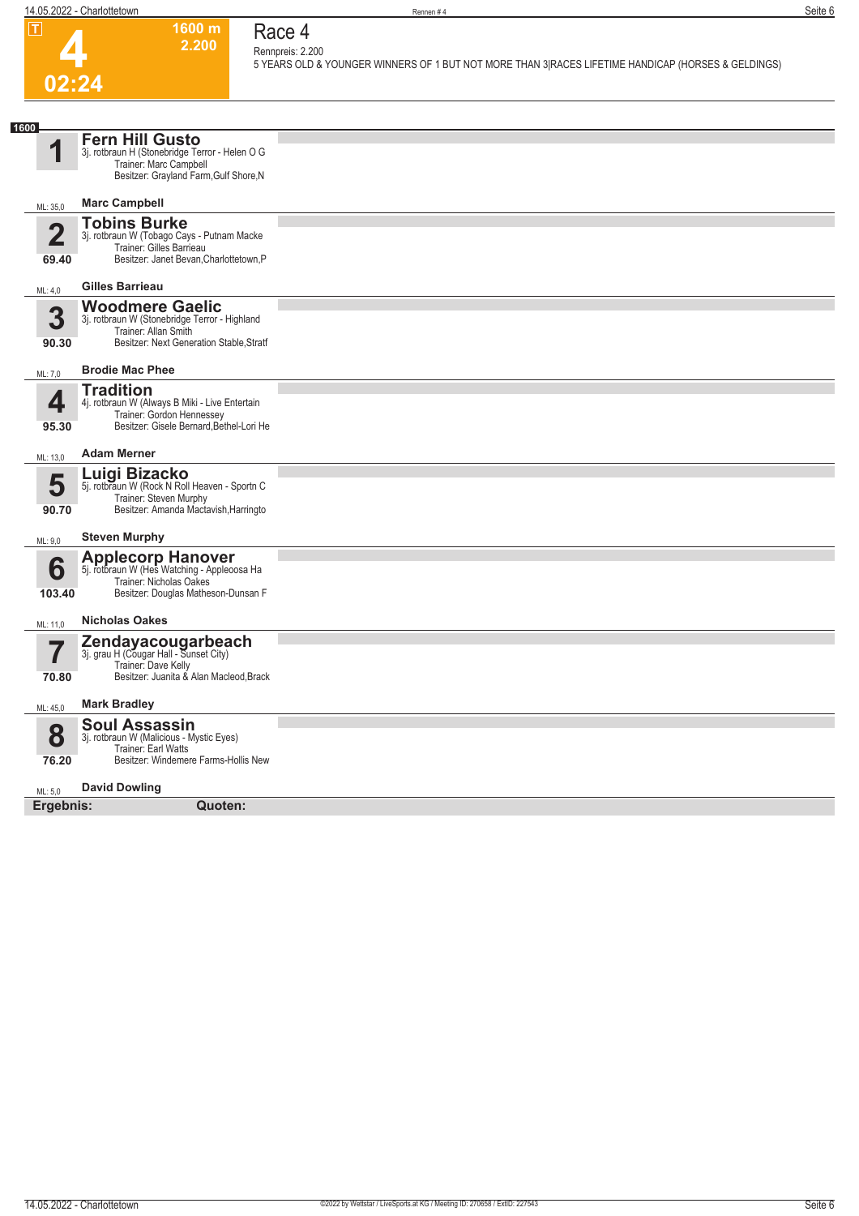**T**

# 4

**1600 m**
**2.200**

**02:24**

## Race 4

Rennpreis: 2.200

5 YEARS OLD & YOUNGER WINNERS OF 1 BUT NOT MORE THAN 3|RACES LIFETIME HANDICAP (HORSES & GELDINGS)

**1600**

### 1 Fern Hill Gusto
3j. rotbraun H (Stonebridge Terror - Helen O G
Trainer: Marc Campbell
Besitzer: Grayland Farm,Gulf Shore,N

ML: 35,0 — **Marc Campbell**

### 2 Tobins Burke
69.40
3j. rotbraun W (Tobago Cays - Putnam Macke
Trainer: Gilles Barrieau
Besitzer: Janet Bevan,Charlottetown,P

ML: 4,0 — **Gilles Barrieau**

### 3 Woodmere Gaelic
90.30
3j. rotbraun W (Stonebridge Terror - Highland
Trainer: Allan Smith
Besitzer: Next Generation Stable,Stratf

ML: 7,0 — **Brodie Mac Phee**

### 4 Tradition
95.30
4j. rotbraun W (Always B Miki - Live Entertain
Trainer: Gordon Hennessey
Besitzer: Gisele Bernard,Bethel-Lori He

ML: 13,0 — **Adam Merner**

### 5 Luigi Bizacko
90.70
5j. rotbraun W (Rock N Roll Heaven - Sportn C
Trainer: Steven Murphy
Besitzer: Amanda Mactavish,Harringto

ML: 9,0 — **Steven Murphy**

### 6 Applecorp Hanover
103.40
5j. rotbraun W (Hes Watching - Appleoosa Ha
Trainer: Nicholas Oakes
Besitzer: Douglas Matheson-Dunsan F

ML: 11,0 — **Nicholas Oakes**

### 7 Zendayacougarbeach
70.80
3j. grau H (Cougar Hall - Sunset City)
Trainer: Dave Kelly
Besitzer: Juanita & Alan Macleod,Brack

ML: 45,0 — **Mark Bradley**

### 8 Soul Assassin
76.20
3j. rotbraun W (Malicious - Mystic Eyes)
Trainer: Earl Watts
Besitzer: Windemere Farms-Hollis New

ML: 5,0 — **David Dowling**

**Ergebnis:** **Quoten:**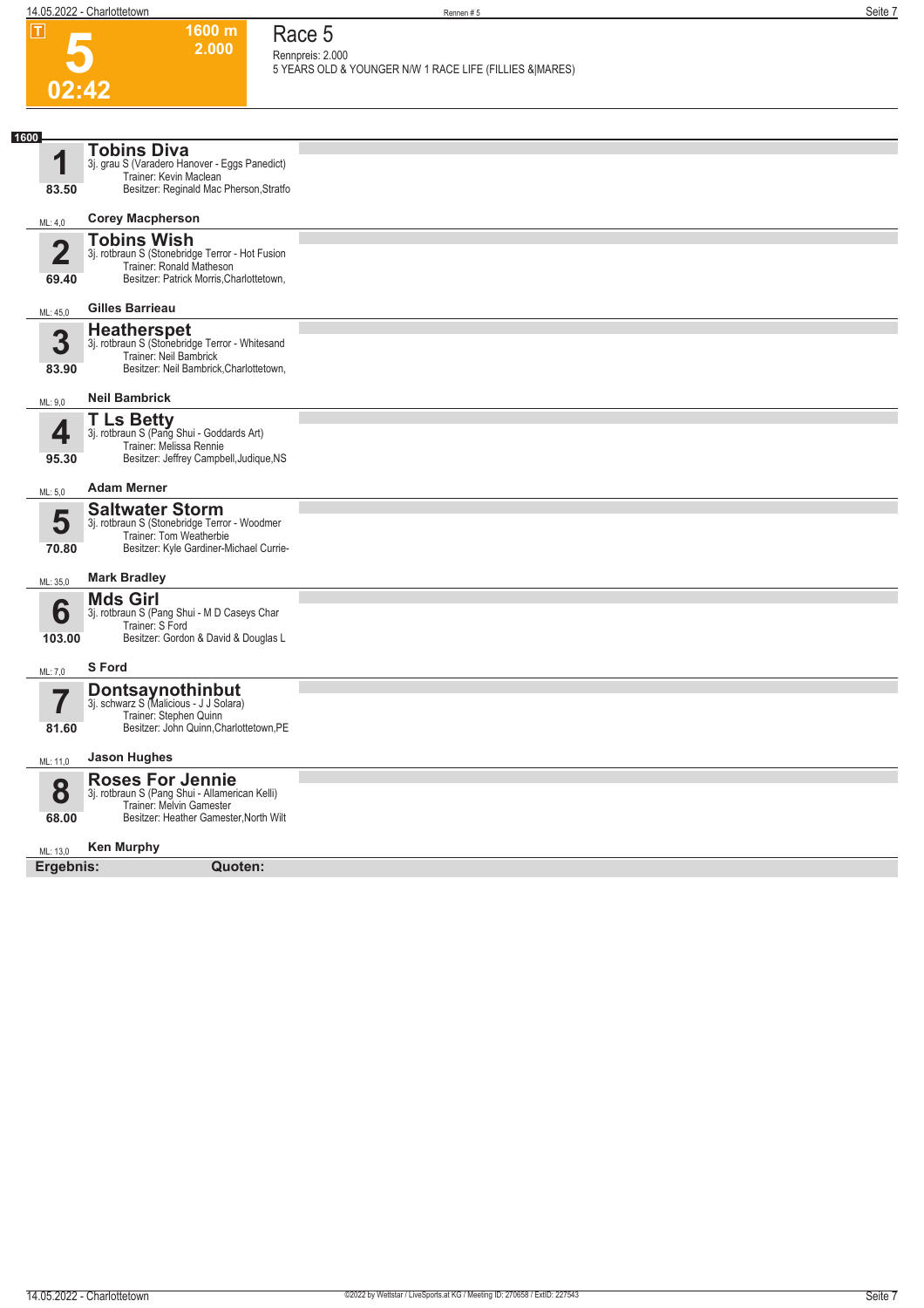# Race 5

**5** | **02:42** | 1600 m | 2.000

Rennpreis: 2.000

5 YEARS OLD & YOUNGER N/W 1 RACE LIFE (FILLIES &|MARES)

**1600**

| Nr. | Pferd | Details | Fahrer | ML |
|---|---|---|---|---|
| 1 (83.50) | **Tobins Diva** | 3j. grau S (Varadero Hanover - Eggs Panedict) Trainer: Kevin Maclean Besitzer: Reginald Mac Pherson,Stratfo | Corey Macpherson | 4,0 |
| 2 (69.40) | **Tobins Wish** | 3j. rotbraun S (Stonebridge Terror - Hot Fusion Trainer: Ronald Matheson Besitzer: Patrick Morris,Charlottetown, | Gilles Barrieau | 45,0 |
| 3 (83.90) | **Heatherspet** | 3j. rotbraun S (Stonebridge Terror - Whitesand Trainer: Neil Bambrick Besitzer: Neil Bambrick,Charlottetown, | Neil Bambrick | 9,0 |
| 4 (95.30) | **T Ls Betty** | 3j. rotbraun S (Pang Shui - Goddards Art) Trainer: Melissa Rennie Besitzer: Jeffrey Campbell,Judique,NS | Adam Merner | 5,0 |
| 5 (70.80) | **Saltwater Storm** | 3j. rotbraun S (Stonebridge Terror - Woodmer Trainer: Tom Weatherbie Besitzer: Kyle Gardiner-Michael Currie- | Mark Bradley | 35,0 |
| 6 (103.00) | **Mds Girl** | 3j. rotbraun S (Pang Shui - M D Caseys Char Trainer: S Ford Besitzer: Gordon & David & Douglas L | S Ford | 7,0 |
| 7 (81.60) | **Dontsaynothinbut** | 3j. schwarz S (Malicious - J J Solara) Trainer: Stephen Quinn Besitzer: John Quinn,Charlottetown,PE | Jason Hughes | 11,0 |
| 8 (68.00) | **Roses For Jennie** | 3j. rotbraun S (Pang Shui - Allamerican Kelli) Trainer: Melvin Gamester Besitzer: Heather Gamester,North Wilt | Ken Murphy | 13,0 |

**Ergebnis:** **Quoten:**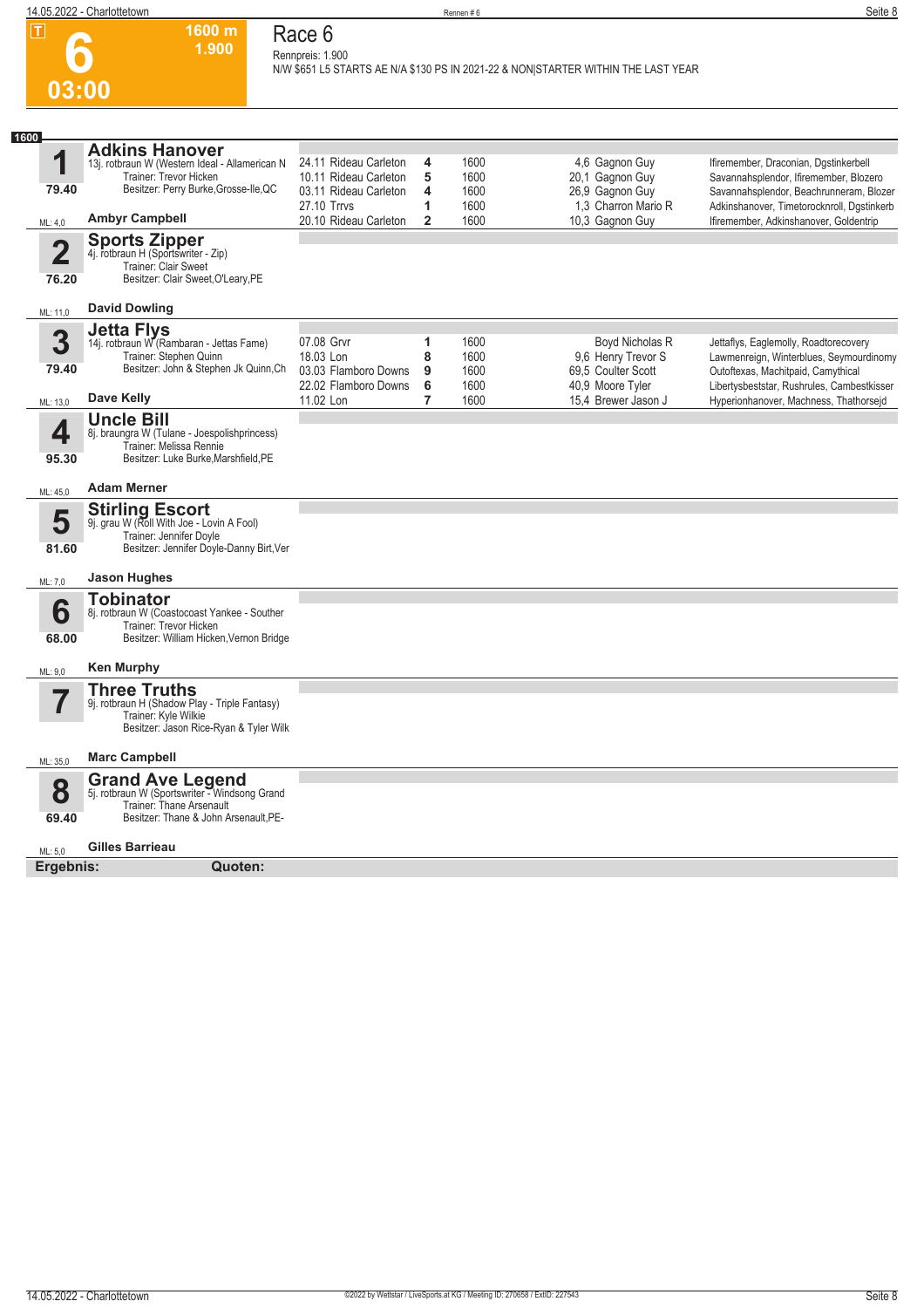# Race 6

**6** — 03:00 — 1600 m — 1.900

Rennpreis: 1.900

N/W $651 L5 STARTS AE N/A $130 PS IN 2021-22 & NON|STARTER WITHIN THE LAST YEAR

**1600**

## 1 Adkins Hanover

13j. rotbraun W (Western Ideal - Allamerican N
Trainer: Trevor Hicken
Besitzer: Perry Burke,Grosse-Ile,QC

79.40 — ML: 4,0 — **Ambyr Campbell**

| Datum | Bahn | Platz | Distanz | Quote | Fahrer | Einlauf |
|---|---|---|---|---|---|---|
| 24.11 | Rideau Carleton | 4 | 1600 | 4,6 | Gagnon Guy | Ifiremember, Draconian, Dgstinkerbell |
| 10.11 | Rideau Carleton | 5 | 1600 | 20,1 | Gagnon Guy | Savannahsplendor, Ifiremember, Blozero |
| 03.11 | Rideau Carleton | 4 | 1600 | 26,9 | Gagnon Guy | Savannahsplendor, Beachrunneram, Blozer |
| 27.10 | Trrvs | 1 | 1600 | 1,3 | Charron Mario R | Adkinshanover, Timetorocknroll, Dgstinkerb |
| 20.10 | Rideau Carleton | 2 | 1600 | 10,3 | Gagnon Guy | Ifiremember, Adkinshanover, Goldentrip |

## 2 Sports Zipper

4j. rotbraun H (Sportswriter - Zip)
Trainer: Clair Sweet
Besitzer: Clair Sweet,O'Leary,PE

76.20 — ML: 11,0 — **David Dowling**

## 3 Jetta Flys

14j. rotbraun W (Rambaran - Jettas Fame)
Trainer: Stephen Quinn
Besitzer: John & Stephen Jk Quinn,Ch

79.40 — ML: 13,0 — **Dave Kelly**

| Datum | Bahn | Platz | Distanz | Quote | Fahrer | Einlauf |
|---|---|---|---|---|---|---|
| 07.08 | Grvr | 1 | 1600 | | Boyd Nicholas R | Jettaflys, Eaglemolly, Roadtorecovery |
| 18.03 | Lon | 8 | 1600 | 9,6 | Henry Trevor S | Lawmenreign, Winterblues, Seymourdinomy |
| 03.03 | Flamboro Downs | 9 | 1600 | 69,5 | Coulter Scott | Outoftexas, Machitpaid, Camythical |
| 22.02 | Flamboro Downs | 6 | 1600 | 40,9 | Moore Tyler | Libertysbeststar, Rushrules, Cambestkisser |
| 11.02 | Lon | 7 | 1600 | 15,4 | Brewer Jason J | Hyperionhanover, Machness, Thathorsejd |

## 4 Uncle Bill

8j. braungra W (Tulane - Joespolishprincess)
Trainer: Melissa Rennie
Besitzer: Luke Burke,Marshfield,PE

95.30 — ML: 45,0 — **Adam Merner**

## 5 Stirling Escort

9j. grau W (Roll With Joe - Lovin A Fool)
Trainer: Jennifer Doyle
Besitzer: Jennifer Doyle-Danny Birt,Ver

81.60 — ML: 7,0 — **Jason Hughes**

## 6 Tobinator

8j. rotbraun W (Coastocoast Yankee - Souther
Trainer: Trevor Hicken
Besitzer: William Hicken,Vernon Bridge

68.00 — ML: 9,0 — **Ken Murphy**

## 7 Three Truths

9j. rotbraun H (Shadow Play - Triple Fantasy)
Trainer: Kyle Wilkie
Besitzer: Jason Rice-Ryan & Tyler Wilk

ML: 35,0 — **Marc Campbell**

## 8 Grand Ave Legend

5j. rotbraun W (Sportswriter - Windsong Grand
Trainer: Thane Arsenault
Besitzer: Thane & John Arsenault,PE-

69.40 — ML: 5,0 — **Gilles Barrieau**

**Ergebnis:** **Quoten:**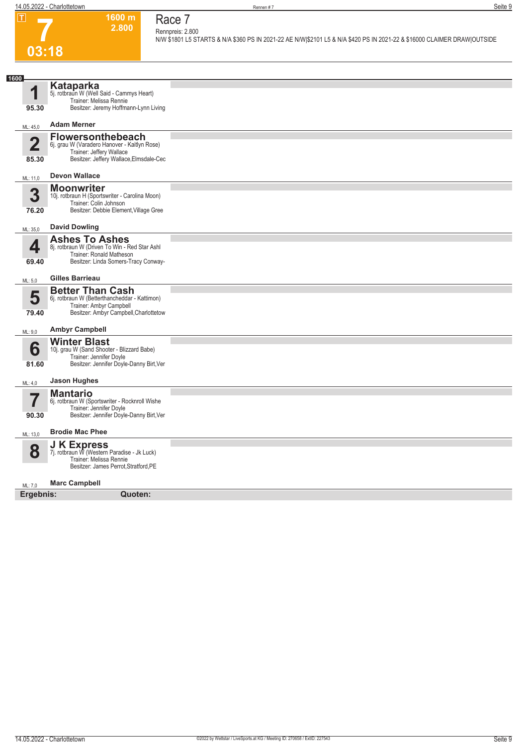T

# 7

1600 m
2.800

03:18

## Race 7

Rennpreis: 2.800

N/W $1801 L5 STARTS & N/A $360 PS IN 2021-22 AE N/W|$2101 L5 & N/A $420 PS IN 2021-22 & $16000 CLAIMER DRAW|OUTSIDE

1600

**1** **Kataparka**
5j. rotbraun W (Well Said - Cammys Heart)
Trainer: Melissa Rennie
Besitzer: Jeremy Hoffmann-Lynn Living
95.30
ML: 45,0 **Adam Merner**

**2** **Flowersonthebeach**
6j. grau W (Varadero Hanover - Kaitlyn Rose)
Trainer: Jeffery Wallace
Besitzer: Jeffery Wallace,Elmsdale-Cec
85.30
ML: 11,0 **Devon Wallace**

**3** **Moonwriter**
10j. rotbraun H (Sportswriter - Carolina Moon)
Trainer: Colin Johnson
Besitzer: Debbie Element,Village Gree
76.20
ML: 35,0 **David Dowling**

**4** **Ashes To Ashes**
8j. rotbraun W (Driven To Win - Red Star Ashl
Trainer: Ronald Matheson
Besitzer: Linda Somers-Tracy Conway-
69.40
ML: 5,0 **Gilles Barrieau**

**5** **Better Than Cash**
6j. rotbraun W (Betterthancheddar - Kattimon)
Trainer: Ambyr Campbell
Besitzer: Ambyr Campbell,Charlottetow
79.40
ML: 9,0 **Ambyr Campbell**

**6** **Winter Blast**
10j. grau W (Sand Shooter - Blizzard Babe)
Trainer: Jennifer Doyle
Besitzer: Jennifer Doyle-Danny Birt,Ver
81.60
ML: 4,0 **Jason Hughes**

**7** **Mantario**
6j. rotbraun W (Sportswriter - Rocknroll Wishe
Trainer: Jennifer Doyle
Besitzer: Jennifer Doyle-Danny Birt,Ver
90.30
ML: 13,0 **Brodie Mac Phee**

**8** **J K Express**
7j. rotbraun W (Western Paradise - Jk Luck)
Trainer: Melissa Rennie
Besitzer: James Perrot,Stratford,PE
ML: 7,0 **Marc Campbell**

**Ergebnis:** **Quoten:**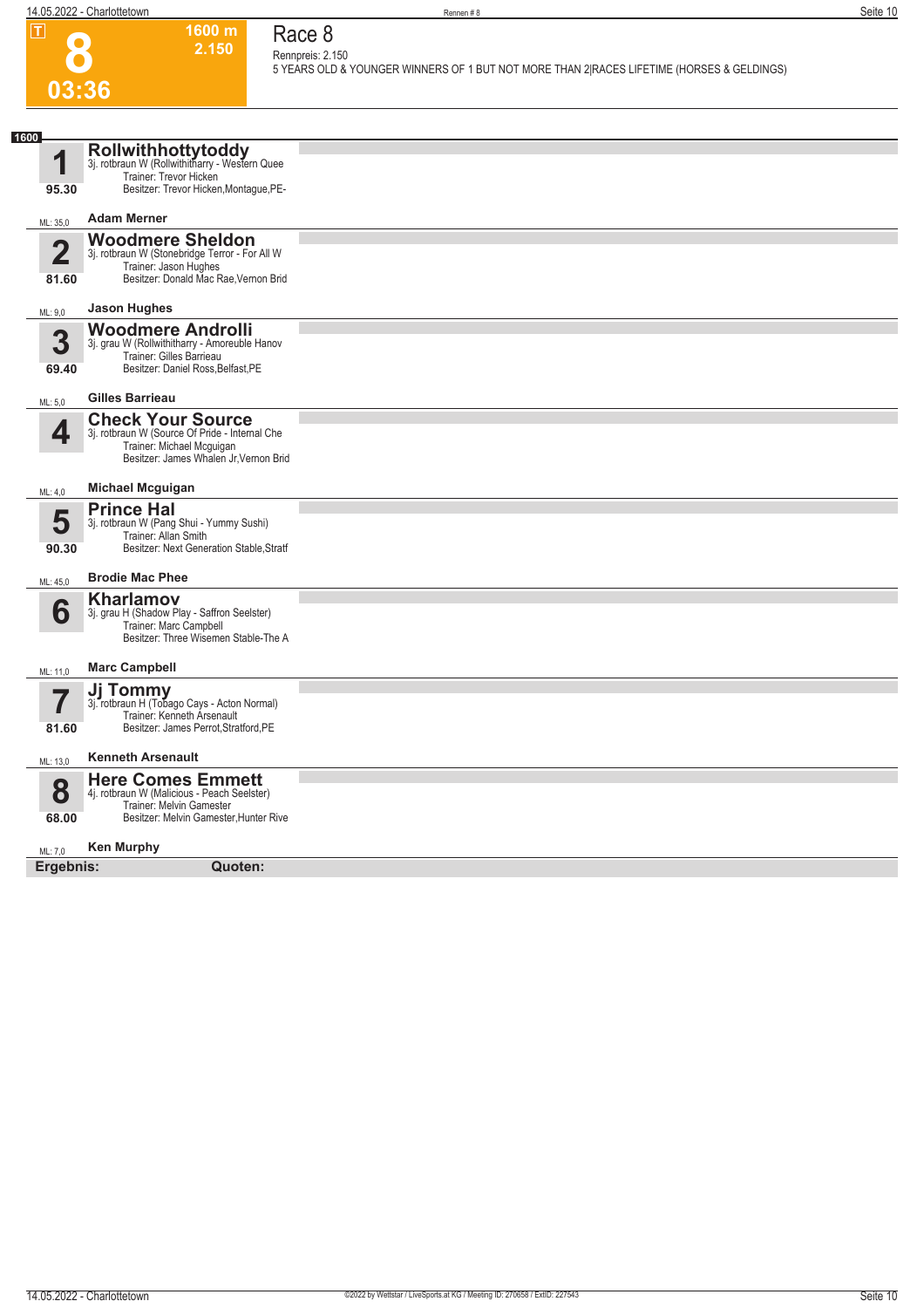**T** **8** **03:36**

**1600 m**
**2.150**

# Race 8

Rennpreis: 2.150

5 YEARS OLD & YOUNGER WINNERS OF 1 BUT NOT MORE THAN 2|RACES LIFETIME (HORSES & GELDINGS)

**1600**

| Nr. | Quote | Pferd | ML | Fahrer |
|---|---|---|---|---|
| **1** | 95.30 | **Rollwithhottytoddy** 3j. rotbraun W (Rollwithitharry - Western Quee Trainer: Trevor Hicken Besitzer: Trevor Hicken,Montague,PE- | ML: 35,0 | **Adam Merner** |
| **2** | 81.60 | **Woodmere Sheldon** 3j. rotbraun W (Stonebridge Terror - For All W Trainer: Jason Hughes Besitzer: Donald Mac Rae,Vernon Brid | ML: 9,0 | **Jason Hughes** |
| **3** | 69.40 | **Woodmere Androlli** 3j. grau W (Rollwithitharry - Amoreuble Hanov Trainer: Gilles Barrieau Besitzer: Daniel Ross,Belfast,PE | ML: 5,0 | **Gilles Barrieau** |
| **4** | | **Check Your Source** 3j. rotbraun W (Source Of Pride - Internal Che Trainer: Michael Mcguigan Besitzer: James Whalen Jr,Vernon Brid | ML: 4,0 | **Michael Mcguigan** |
| **5** | 90.30 | **Prince Hal** 3j. rotbraun W (Pang Shui - Yummy Sushi) Trainer: Allan Smith Besitzer: Next Generation Stable,Stratf | ML: 45,0 | **Brodie Mac Phee** |
| **6** | | **Kharlamov** 3j. grau H (Shadow Play - Saffron Seelster) Trainer: Marc Campbell Besitzer: Three Wisemen Stable-The A | ML: 11,0 | **Marc Campbell** |
| **7** | 81.60 | **Jj Tommy** 3j. rotbraun H (Tobago Cays - Acton Normal) Trainer: Kenneth Arsenault Besitzer: James Perrot,Stratford,PE | ML: 13,0 | **Kenneth Arsenault** |
| **8** | 68.00 | **Here Comes Emmett** 4j. rotbraun W (Malicious - Peach Seelster) Trainer: Melvin Gamester Besitzer: Melvin Gamester,Hunter Rive | ML: 7,0 | **Ken Murphy** |

**Ergebnis:** **Quoten:**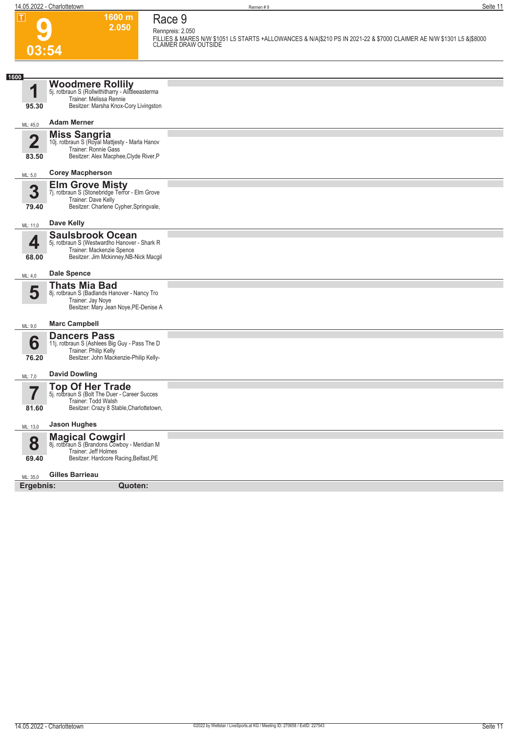# 9

**1600 m**
**2.050**

**03:54**

## Race 9

Rennpreis: 2.050

FILLIES & MARES N/W $1051 L5 STARTS +ALLOWANCES & N/A|$210 PS IN 2021-22 & $7000 CLAIMER AE N/W $1301 L5 &|$8000 CLAIMER DRAW OUTSIDE

**1600**

### 1 Woodmere Rollily
5j. rotbraun S (Rollwithitharry - Alittleeasterma
Trainer: Melissa Rennie
Besitzer: Marsha Knox-Cory Livingston
95.30
ML: 45,0 — **Adam Merner**

### 2 Miss Sangria
10j. rotbraun S (Royal Mattjesty - Marla Hanov
Trainer: Ronnie Gass
Besitzer: Alex Macphee,Clyde River,P
83.50
ML: 5,0 — **Corey Macpherson**

### 3 Elm Grove Misty
7j. rotbraun S (Stonebridge Terror - Elm Grove
Trainer: Dave Kelly
Besitzer: Charlene Cypher,Springvale,
79.40
ML: 11,0 — **Dave Kelly**

### 4 Saulsbrook Ocean
5j. rotbraun S (Westwardho Hanover - Shark R
Trainer: Mackenzie Spence
Besitzer: Jim Mckinney,NB-Nick Macgil
68.00
ML: 4,0 — **Dale Spence**

### 5 Thats Mia Bad
8j. rotbraun S (Badlands Hanover - Nancy Tro
Trainer: Jay Noye
Besitzer: Mary Jean Noye,PE-Denise A
ML: 9,0 — **Marc Campbell**

### 6 Dancers Pass
11j. rotbraun S (Ashlees Big Guy - Pass The D
Trainer: Philip Kelly
Besitzer: John Mackenzie-Philip Kelly-
76.20
ML: 7,0 — **David Dowling**

### 7 Top Of Her Trade
5j. rotbraun S (Bolt The Duer - Career Succes
Trainer: Todd Walsh
Besitzer: Crazy 8 Stable,Charlottetown,
81.60
ML: 13,0 — **Jason Hughes**

### 8 Magical Cowgirl
8j. rotbraun S (Brandons Cowboy - Meridian M
Trainer: Jeff Holmes
Besitzer: Hardcore Racing,Belfast,PE
69.40
ML: 35,0 — **Gilles Barrieau**

**Ergebnis:** **Quoten:**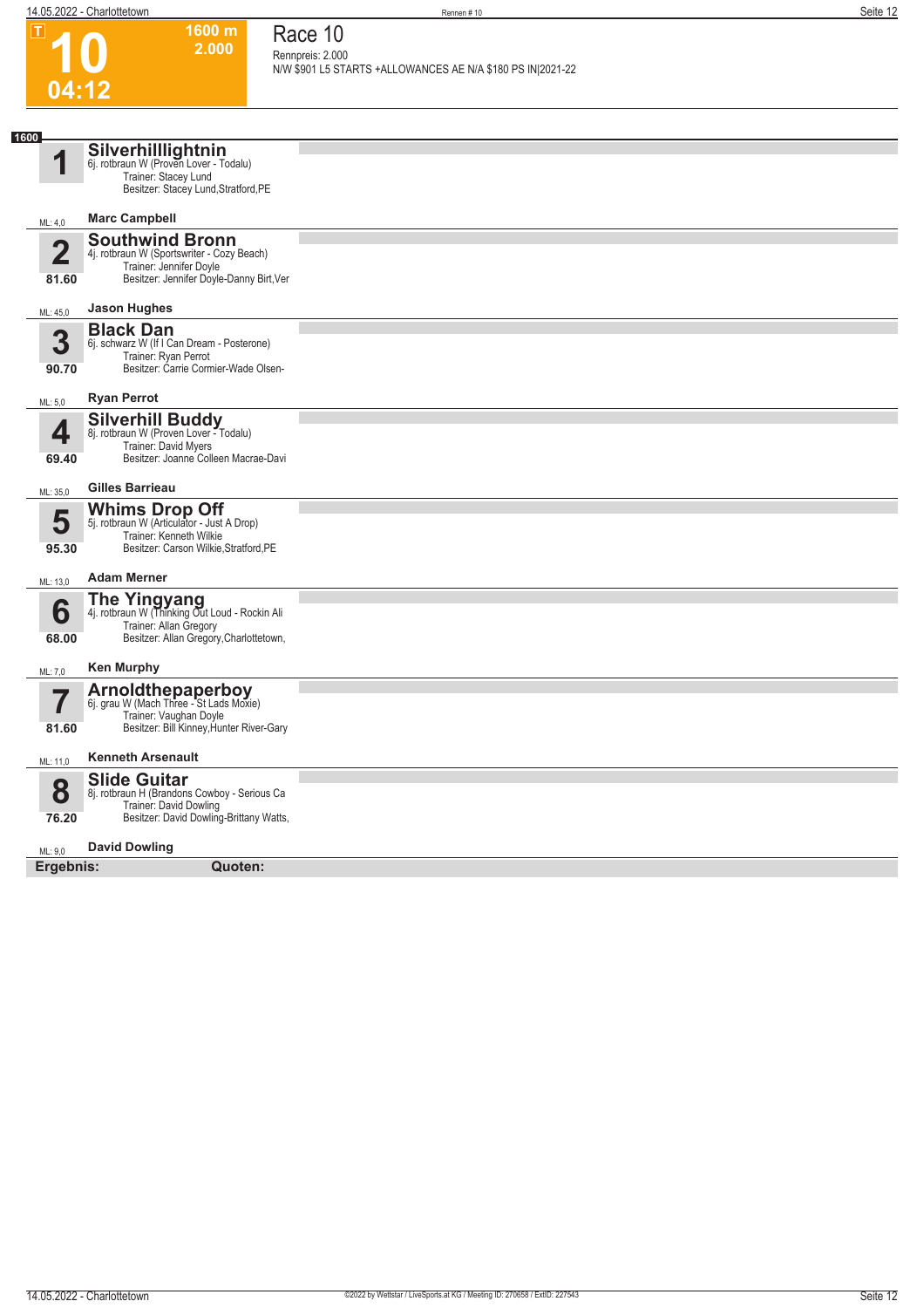# 10

**04:12**

**1600 m**
**2.000**

## Race 10

Rennpreis: 2.000

N/W $901 L5 STARTS +ALLOWANCES AE N/A $180 PS IN|2021-22

**1600**

### 1 Silverhilllightnin
6j. rotbraun W (Proven Lover - Todalu)
Trainer: Stacey Lund
Besitzer: Stacey Lund,Stratford,PE

ML: 4,0 — **Marc Campbell**

### 2 Southwind Bronn
4j. rotbraun W (Sportswriter - Cozy Beach)
Trainer: Jennifer Doyle
Besitzer: Jennifer Doyle-Danny Birt,Ver

81.60

ML: 45,0 — **Jason Hughes**

### 3 Black Dan
6j. schwarz W (If I Can Dream - Posterone)
Trainer: Ryan Perrot
Besitzer: Carrie Cormier-Wade Olsen-

90.70

ML: 5,0 — **Ryan Perrot**

### 4 Silverhill Buddy
8j. rotbraun W (Proven Lover - Todalu)
Trainer: David Myers
Besitzer: Joanne Colleen Macrae-Davi

69.40

ML: 35,0 — **Gilles Barrieau**

### 5 Whims Drop Off
5j. rotbraun W (Articulator - Just A Drop)
Trainer: Kenneth Wilkie
Besitzer: Carson Wilkie,Stratford,PE

95.30

ML: 13,0 — **Adam Merner**

### 6 The Yingyang
4j. rotbraun W (Thinking Out Loud - Rockin Ali
Trainer: Allan Gregory
Besitzer: Allan Gregory,Charlottetown,

68.00

ML: 7,0 — **Ken Murphy**

### 7 Arnoldthepaperboy
6j. grau W (Mach Three - St Lads Moxie)
Trainer: Vaughan Doyle
Besitzer: Bill Kinney,Hunter River-Gary

81.60

ML: 11,0 — **Kenneth Arsenault**

### 8 Slide Guitar
8j. rotbraun H (Brandons Cowboy - Serious Ca
Trainer: David Dowling
Besitzer: David Dowling-Brittany Watts,

76.20

ML: 9,0 — **David Dowling**

**Ergebnis:** **Quoten:**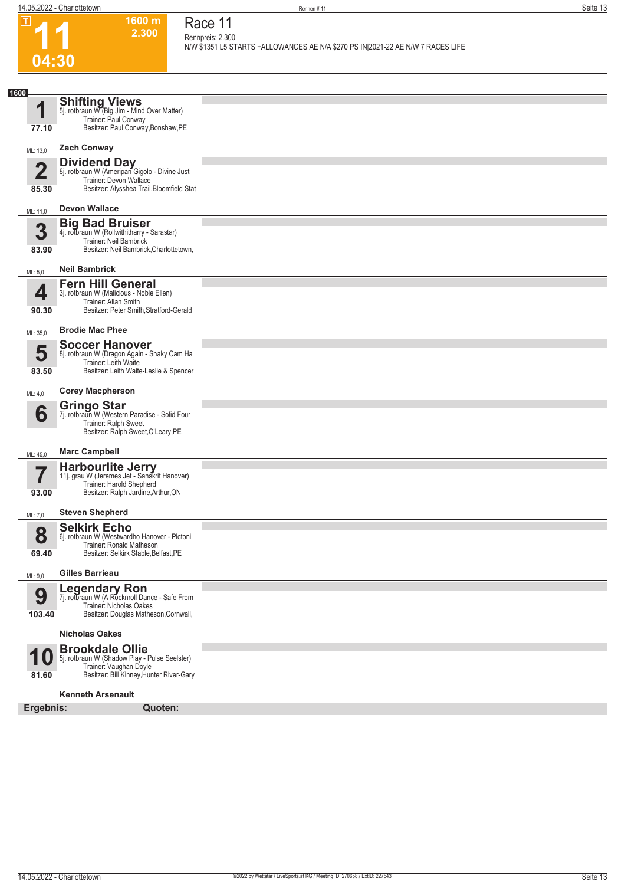# Race 11

**11** — 04:30 — 1600 m — 2.300

Rennpreis: 2.300

N/W $1351 L5 STARTS +ALLOWANCES AE N/A $270 PS IN|2021-22 AE N/W 7 RACES LIFE

**1600**

## 1 Shifting Views
5j. rotbraun W (Big Jim - Mind Over Matter)
Trainer: Paul Conway
Besitzer: Paul Conway,Bonshaw,PE
77.10
ML: 13,0
**Zach Conway**

## 2 Dividend Day
8j. rotbraun W (Ameripan Gigolo - Divine Justi
Trainer: Devon Wallace
Besitzer: Alysshea Trail,Bloomfield Stat
85.30
ML: 11,0
**Devon Wallace**

## 3 Big Bad Bruiser
4j. rotbraun W (Rollwithitharry - Sarastar)
Trainer: Neil Bambrick
Besitzer: Neil Bambrick,Charlottetown,
83.90
ML: 5,0
**Neil Bambrick**

## 4 Fern Hill General
3j. rotbraun W (Malicious - Noble Ellen)
Trainer: Allan Smith
Besitzer: Peter Smith,Stratford-Gerald
90.30
ML: 35,0
**Brodie Mac Phee**

## 5 Soccer Hanover
8j. rotbraun W (Dragon Again - Shaky Cam Ha
Trainer: Leith Waite
Besitzer: Leith Waite-Leslie & Spencer
83.50
ML: 4,0
**Corey Macpherson**

## 6 Gringo Star
7j. rotbraun W (Western Paradise - Solid Four
Trainer: Ralph Sweet
Besitzer: Ralph Sweet,O'Leary,PE
ML: 45,0
**Marc Campbell**

## 7 Harbourlite Jerry
11j. grau W (Jeremes Jet - Sanskrit Hanover)
Trainer: Harold Shepherd
Besitzer: Ralph Jardine,Arthur,ON
93.00
ML: 7,0
**Steven Shepherd**

## 8 Selkirk Echo
6j. rotbraun W (Westwardho Hanover - Pictoni
Trainer: Ronald Matheson
Besitzer: Selkirk Stable,Belfast,PE
69.40
ML: 9,0
**Gilles Barrieau**

## 9 Legendary Ron
7j. rotbraun W (A Rocknroll Dance - Safe From
Trainer: Nicholas Oakes
Besitzer: Douglas Matheson,Cornwall,
103.40
**Nicholas Oakes**

## 10 Brookdale Ollie
5j. rotbraun W (Shadow Play - Pulse Seelster)
Trainer: Vaughan Doyle
Besitzer: Bill Kinney,Hunter River-Gary
81.60
**Kenneth Arsenault**

**Ergebnis:** **Quoten:**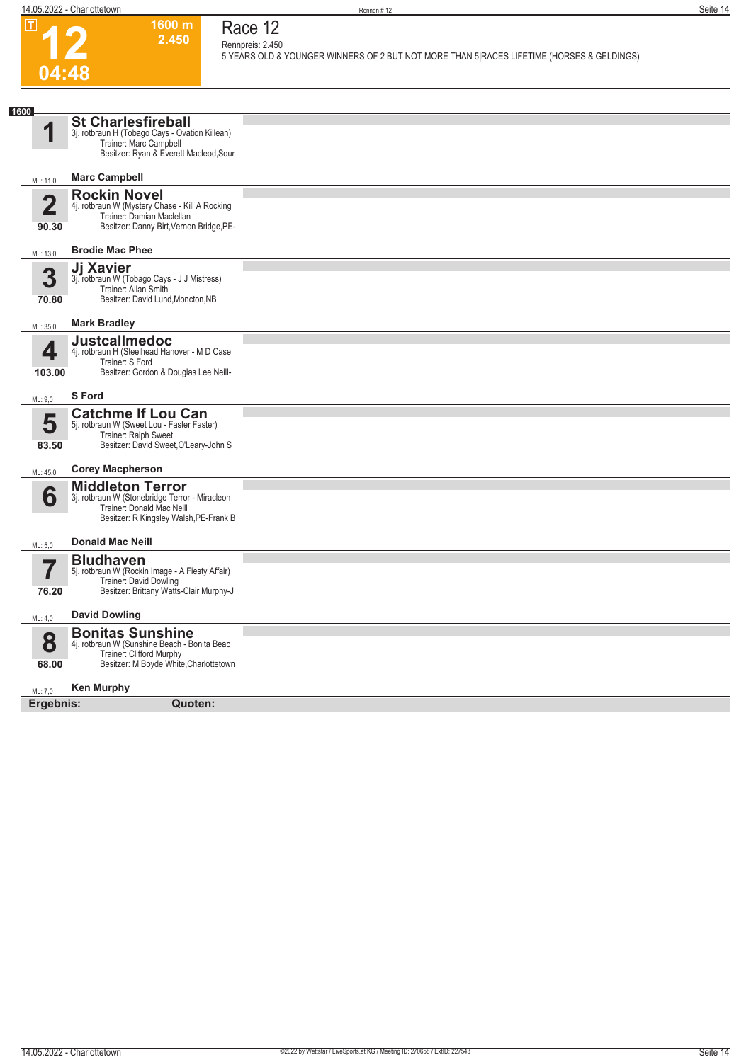**T** **12** **04:48**

**1600 m**
**2.450**

# Race 12

Rennpreis: 2.450

5 YEARS OLD & YOUNGER WINNERS OF 2 BUT NOT MORE THAN 5|RACES LIFETIME (HORSES & GELDINGS)

**1600**

**1** **St Charlesfireball**
3j. rotbraun H (Tobago Cays - Ovation Killean)
Trainer: Marc Campbell
Besitzer: Ryan & Everett Macleod,Sour
ML: 11,0 **Marc Campbell**

**2** **Rockin Novel**
90.30
4j. rotbraun W (Mystery Chase - Kill A Rocking
Trainer: Damian Maclellan
Besitzer: Danny Birt,Vernon Bridge,PE-
ML: 13,0 **Brodie Mac Phee**

**3** **Jj Xavier**
70.80
3j. rotbraun W (Tobago Cays - J J Mistress)
Trainer: Allan Smith
Besitzer: David Lund,Moncton,NB
ML: 35,0 **Mark Bradley**

**4** **Justcallmedoc**
103.00
4j. rotbraun H (Steelhead Hanover - M D Case
Trainer: S Ford
Besitzer: Gordon & Douglas Lee Neill-
ML: 9,0 **S Ford**

**5** **Catchme If Lou Can**
83.50
5j. rotbraun W (Sweet Lou - Faster Faster)
Trainer: Ralph Sweet
Besitzer: David Sweet,O'Leary-John S
ML: 45,0 **Corey Macpherson**

**6** **Middleton Terror**
3j. rotbraun W (Stonebridge Terror - Miracleon
Trainer: Donald Mac Neill
Besitzer: R Kingsley Walsh,PE-Frank B
ML: 5,0 **Donald Mac Neill**

**7** **Bludhaven**
76.20
5j. rotbraun W (Rockin Image - A Fiesty Affair)
Trainer: David Dowling
Besitzer: Brittany Watts-Clair Murphy-J
ML: 4,0 **David Dowling**

**8** **Bonitas Sunshine**
68.00
4j. rotbraun W (Sunshine Beach - Bonita Beac
Trainer: Clifford Murphy
Besitzer: M Boyde White,Charlottetown
ML: 7,0 **Ken Murphy**

**Ergebnis:** **Quoten:**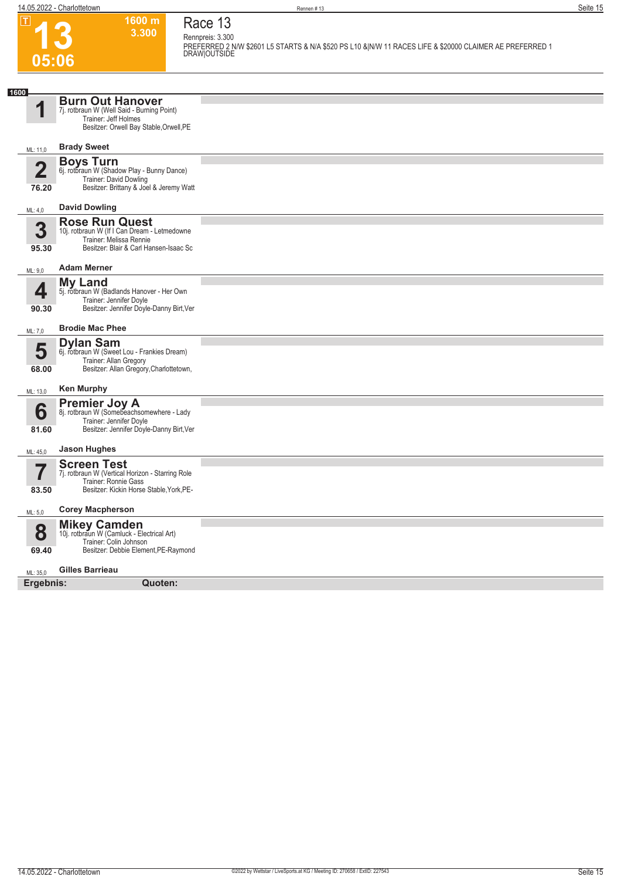# 13

**05:06**

**1600 m**
**3.300**

## Race 13

Rennpreis: 3.300

PREFERRED 2 N/W $2601 L5 STARTS & N/A $520 PS L10 &|N/W 11 RACES LIFE & $20000 CLAIMER AE PREFERRED 1 DRAW|OUTSIDE

**1600**

**1** **Burn Out Hanover**
7j. rotbraun W (Well Said - Burning Point)
Trainer: Jeff Holmes
Besitzer: Orwell Bay Stable,Orwell,PE
ML: 11,0 — **Brady Sweet**

**2** **Boys Turn**
6j. rotbraun W (Shadow Play - Bunny Dance)
Trainer: David Dowling
Besitzer: Brittany & Joel & Jeremy Watt
76.20
ML: 4,0 — **David Dowling**

**3** **Rose Run Quest**
10j. rotbraun W (If I Can Dream - Letmedowne
Trainer: Melissa Rennie
Besitzer: Blair & Carl Hansen-Isaac Sc
95.30
ML: 9,0 — **Adam Merner**

**4** **My Land**
5j. rotbraun W (Badlands Hanover - Her Own
Trainer: Jennifer Doyle
Besitzer: Jennifer Doyle-Danny Birt,Ver
90.30
ML: 7,0 — **Brodie Mac Phee**

**5** **Dylan Sam**
6j. rotbraun W (Sweet Lou - Frankies Dream)
Trainer: Allan Gregory
Besitzer: Allan Gregory,Charlottetown,
68.00
ML: 13,0 — **Ken Murphy**

**6** **Premier Joy A**
8j. rotbraun W (Somebeachsomewhere - Lady
Trainer: Jennifer Doyle
Besitzer: Jennifer Doyle-Danny Birt,Ver
81.60
ML: 45,0 — **Jason Hughes**

**7** **Screen Test**
7j. rotbraun W (Vertical Horizon - Starring Role
Trainer: Ronnie Gass
Besitzer: Kickin Horse Stable,York,PE-
83.50
ML: 5,0 — **Corey Macpherson**

**8** **Mikey Camden**
10j. rotbraun W (Camluck - Electrical Art)
Trainer: Colin Johnson
Besitzer: Debbie Element,PE-Raymond
69.40
ML: 35,0 — **Gilles Barrieau**

**Ergebnis:** **Quoten:**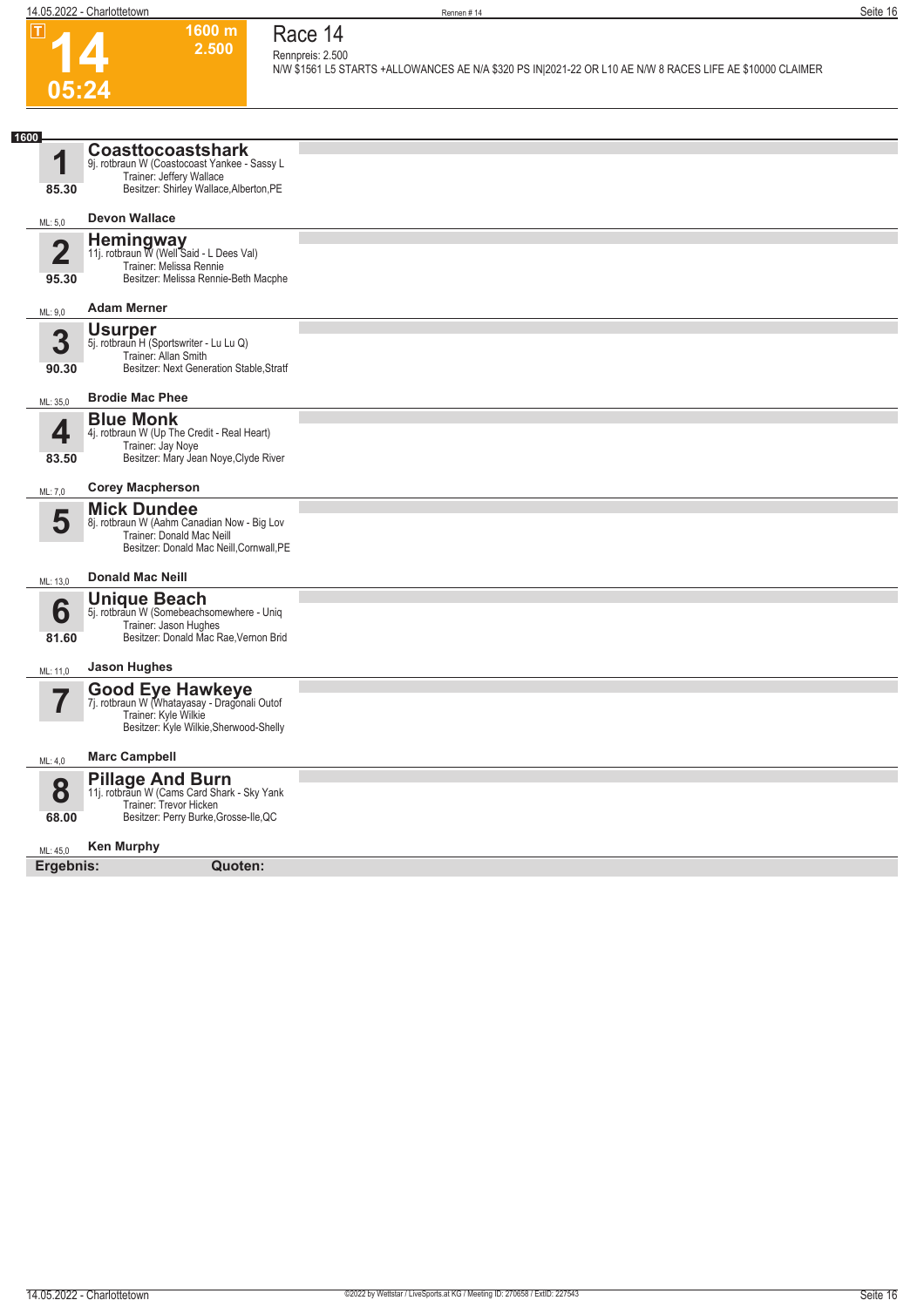# 14

05:24

1600 m
2.500

## Race 14

Rennpreis: 2.500

N/W $1561 L5 STARTS +ALLOWANCES AE N/A $320 PS IN|2021-22 OR L10 AE N/W 8 RACES LIFE AE $10000 CLAIMER

1600

**1** **Coasttocoastshark**
9j. rotbraun W (Coastocoast Yankee - Sassy L
Trainer: Jeffery Wallace
Besitzer: Shirley Wallace,Alberton,PE
85.30
ML: 5,0 **Devon Wallace**

**2** **Hemingway**
11j. rotbraun W (Well Said - L Dees Val)
Trainer: Melissa Rennie
Besitzer: Melissa Rennie-Beth Macphe
95.30
ML: 9,0 **Adam Merner**

**3** **Usurper**
5j. rotbraun H (Sportswriter - Lu Lu Q)
Trainer: Allan Smith
Besitzer: Next Generation Stable,Stratf
90.30
ML: 35,0 **Brodie Mac Phee**

**4** **Blue Monk**
4j. rotbraun W (Up The Credit - Real Heart)
Trainer: Jay Noye
Besitzer: Mary Jean Noye,Clyde River
83.50
ML: 7,0 **Corey Macpherson**

**5** **Mick Dundee**
8j. rotbraun W (Aahm Canadian Now - Big Lov
Trainer: Donald Mac Neill
Besitzer: Donald Mac Neill,Cornwall,PE
ML: 13,0 **Donald Mac Neill**

**6** **Unique Beach**
5j. rotbraun W (Somebeachsomewhere - Uniq
Trainer: Jason Hughes
Besitzer: Donald Mac Rae,Vernon Brid
81.60
ML: 11,0 **Jason Hughes**

**7** **Good Eye Hawkeye**
7j. rotbraun W (Whatayasay - Dragonali Outof
Trainer: Kyle Wilkie
Besitzer: Kyle Wilkie,Sherwood-Shelly
ML: 4,0 **Marc Campbell**

**8** **Pillage And Burn**
11j. rotbraun W (Cams Card Shark - Sky Yank
Trainer: Trevor Hicken
Besitzer: Perry Burke,Grosse-Ile,QC
68.00
ML: 45,0 **Ken Murphy**

**Ergebnis:** **Quoten:**